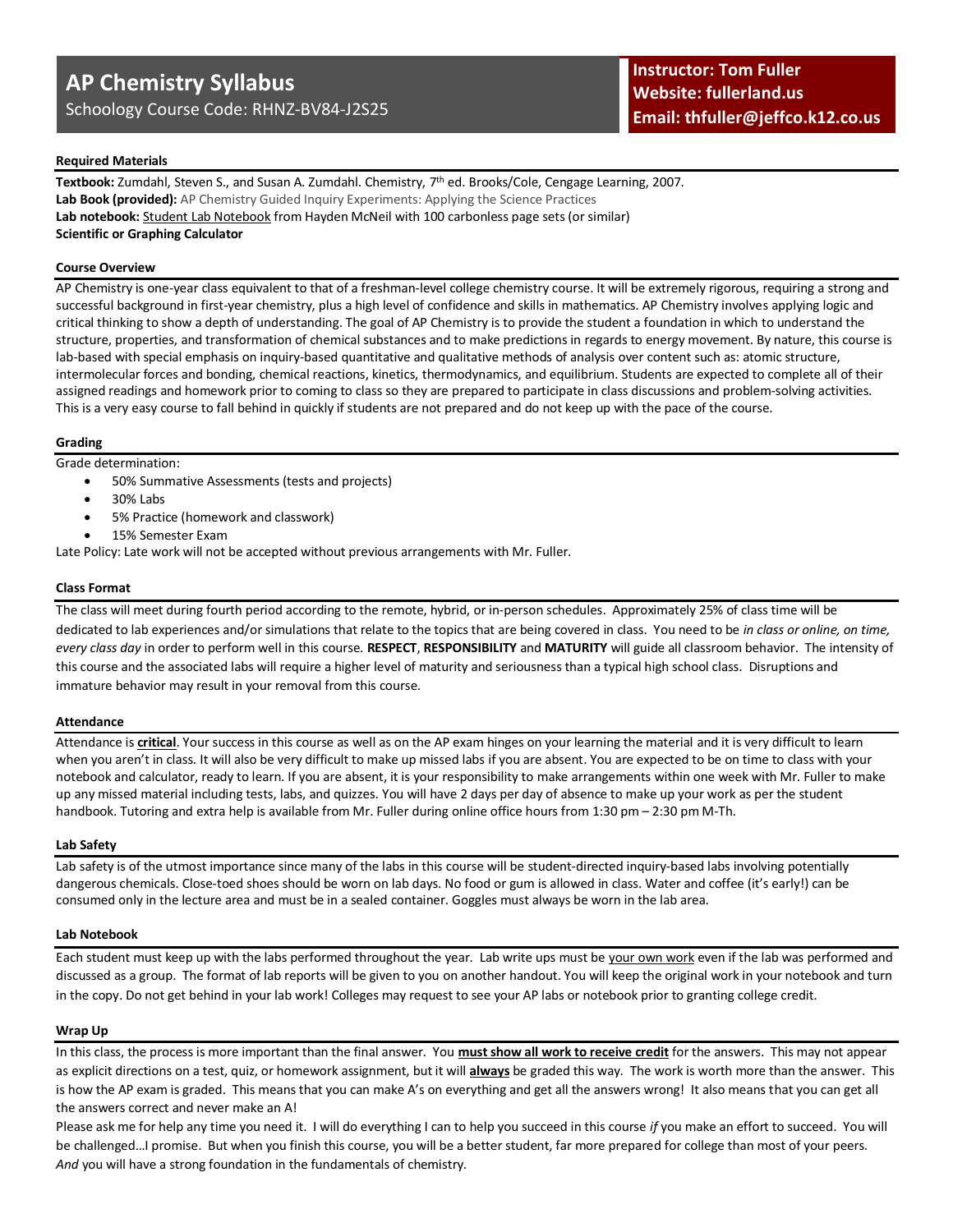# AP Chemistry Syllabus

Schoology Course Code: RHNZ-BV84-J2S25

**Instructor: Tom Fuller**
**Website: fullerland.us**
**Email: thfuller@jeffco.k12.co.us**

## Required Materials

**Textbook:** Zumdahl, Steven S., and Susan A. Zumdahl. Chemistry, 7th ed. Brooks/Cole, Cengage Learning, 2007.
**Lab Book (provided):** AP Chemistry Guided Inquiry Experiments: Applying the Science Practices
**Lab notebook:** Student Lab Notebook from Hayden McNeil with 100 carbonless page sets (or similar)
**Scientific or Graphing Calculator**

## Course Overview

AP Chemistry is one-year class equivalent to that of a freshman-level college chemistry course. It will be extremely rigorous, requiring a strong and successful background in first-year chemistry, plus a high level of confidence and skills in mathematics. AP Chemistry involves applying logic and critical thinking to show a depth of understanding. The goal of AP Chemistry is to provide the student a foundation in which to understand the structure, properties, and transformation of chemical substances and to make predictions in regards to energy movement. By nature, this course is lab-based with special emphasis on inquiry-based quantitative and qualitative methods of analysis over content such as: atomic structure, intermolecular forces and bonding, chemical reactions, kinetics, thermodynamics, and equilibrium. Students are expected to complete all of their assigned readings and homework prior to coming to class so they are prepared to participate in class discussions and problem-solving activities. This is a very easy course to fall behind in quickly if students are not prepared and do not keep up with the pace of the course.

## Grading

Grade determination:

- 50% Summative Assessments (tests and projects)
- 30% Labs
- 5% Practice (homework and classwork)
- 15% Semester Exam

Late Policy: Late work will not be accepted without previous arrangements with Mr. Fuller.

## Class Format

The class will meet during fourth period according to the remote, hybrid, or in-person schedules. Approximately 25% of class time will be dedicated to lab experiences and/or simulations that relate to the topics that are being covered in class. You need to be *in class or online, on time, every class day* in order to perform well in this course. **RESPECT**, **RESPONSIBILITY** and **MATURITY** will guide all classroom behavior. The intensity of this course and the associated labs will require a higher level of maturity and seriousness than a typical high school class. Disruptions and immature behavior may result in your removal from this course.

## Attendance

Attendance is **critical**. Your success in this course as well as on the AP exam hinges on your learning the material and it is very difficult to learn when you aren't in class. It will also be very difficult to make up missed labs if you are absent. You are expected to be on time to class with your notebook and calculator, ready to learn. If you are absent, it is your responsibility to make arrangements within one week with Mr. Fuller to make up any missed material including tests, labs, and quizzes. You will have 2 days per day of absence to make up your work as per the student handbook. Tutoring and extra help is available from Mr. Fuller during online office hours from 1:30 pm – 2:30 pm M-Th.

## Lab Safety

Lab safety is of the utmost importance since many of the labs in this course will be student-directed inquiry-based labs involving potentially dangerous chemicals. Close-toed shoes should be worn on lab days. No food or gum is allowed in class. Water and coffee (it's early!) can be consumed only in the lecture area and must be in a sealed container. Goggles must always be worn in the lab area.

## Lab Notebook

Each student must keep up with the labs performed throughout the year. Lab write ups must be your own work even if the lab was performed and discussed as a group. The format of lab reports will be given to you on another handout. You will keep the original work in your notebook and turn in the copy. Do not get behind in your lab work! Colleges may request to see your AP labs or notebook prior to granting college credit.

## Wrap Up

In this class, the process is more important than the final answer. You **must show all work to receive credit** for the answers. This may not appear as explicit directions on a test, quiz, or homework assignment, but it will **always** be graded this way. The work is worth more than the answer. This is how the AP exam is graded. This means that you can make A's on everything and get all the answers wrong! It also means that you can get all the answers correct and never make an A!

Please ask me for help any time you need it. I will do everything I can to help you succeed in this course *if* you make an effort to succeed. You will be challenged…I promise. But when you finish this course, you will be a better student, far more prepared for college than most of your peers. *And* you will have a strong foundation in the fundamentals of chemistry.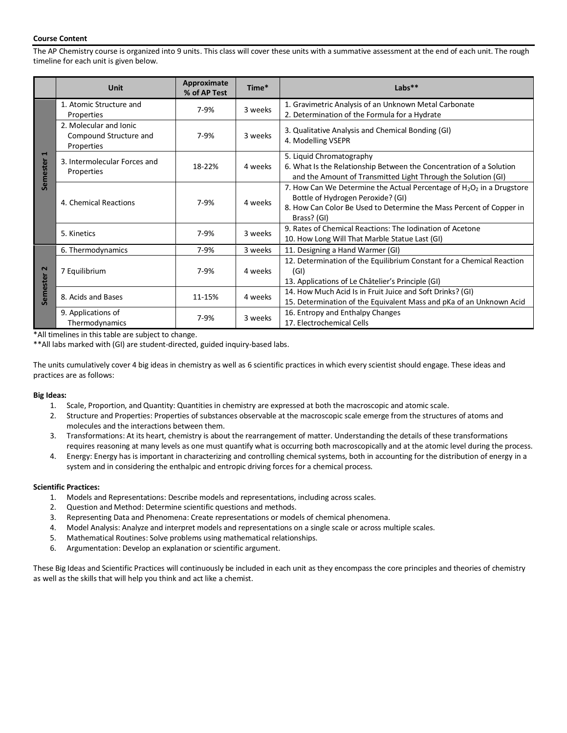**Course Content**

The AP Chemistry course is organized into 9 units. This class will cover these units with a summative assessment at the end of each unit. The rough timeline for each unit is given below.

| | Unit | Approximate % of AP Test | Time* | Labs** |
|---|---|---|---|---|
| Semester 1 | 1. Atomic Structure and Properties | 7-9% | 3 weeks | 1. Gravimetric Analysis of an Unknown Metal Carbonate<br>2. Determination of the Formula for a Hydrate |
| | 2. Molecular and Ionic Compound Structure and Properties | 7-9% | 3 weeks | 3. Qualitative Analysis and Chemical Bonding (GI)<br>4. Modelling VSEPR |
| | 3. Intermolecular Forces and Properties | 18-22% | 4 weeks | 5. Liquid Chromatography<br>6. What Is the Relationship Between the Concentration of a Solution and the Amount of Transmitted Light Through the Solution (GI) |
| | 4. Chemical Reactions | 7-9% | 4 weeks | 7. How Can We Determine the Actual Percentage of $H_2O_2$ in a Drugstore Bottle of Hydrogen Peroxide? (GI)<br>8. How Can Color Be Used to Determine the Mass Percent of Copper in Brass? (GI) |
| | 5. Kinetics | 7-9% | 3 weeks | 9. Rates of Chemical Reactions: The Iodination of Acetone<br>10. How Long Will That Marble Statue Last (GI) |
| Semester 2 | 6. Thermodynamics | 7-9% | 3 weeks | 11. Designing a Hand Warmer (GI) |
| | 7 Equilibrium | 7-9% | 4 weeks | 12. Determination of the Equilibrium Constant for a Chemical Reaction (GI)<br>13. Applications of Le Châtelier's Principle (GI) |
| | 8. Acids and Bases | 11-15% | 4 weeks | 14. How Much Acid Is in Fruit Juice and Soft Drinks? (GI)<br>15. Determination of the Equivalent Mass and pKa of an Unknown Acid |
| | 9. Applications of Thermodynamics | 7-9% | 3 weeks | 16. Entropy and Enthalpy Changes<br>17. Electrochemical Cells |

*All timelines in this table are subject to change.
**All labs marked with (GI) are student-directed, guided inquiry-based labs.

The units cumulatively cover 4 big ideas in chemistry as well as 6 scientific practices in which every scientist should engage. These ideas and practices are as follows:

**Big Ideas:**

1. Scale, Proportion, and Quantity: Quantities in chemistry are expressed at both the macroscopic and atomic scale.
2. Structure and Properties: Properties of substances observable at the macroscopic scale emerge from the structures of atoms and molecules and the interactions between them.
3. Transformations: At its heart, chemistry is about the rearrangement of matter. Understanding the details of these transformations requires reasoning at many levels as one must quantify what is occurring both macroscopically and at the atomic level during the process.
4. Energy: Energy has is important in characterizing and controlling chemical systems, both in accounting for the distribution of energy in a system and in considering the enthalpic and entropic driving forces for a chemical process.

**Scientific Practices:**

1. Models and Representations: Describe models and representations, including across scales.
2. Question and Method: Determine scientific questions and methods.
3. Representing Data and Phenomena: Create representations or models of chemical phenomena.
4. Model Analysis: Analyze and interpret models and representations on a single scale or across multiple scales.
5. Mathematical Routines: Solve problems using mathematical relationships.
6. Argumentation: Develop an explanation or scientific argument.

These Big Ideas and Scientific Practices will continuously be included in each unit as they encompass the core principles and theories of chemistry as well as the skills that will help you think and act like a chemist.